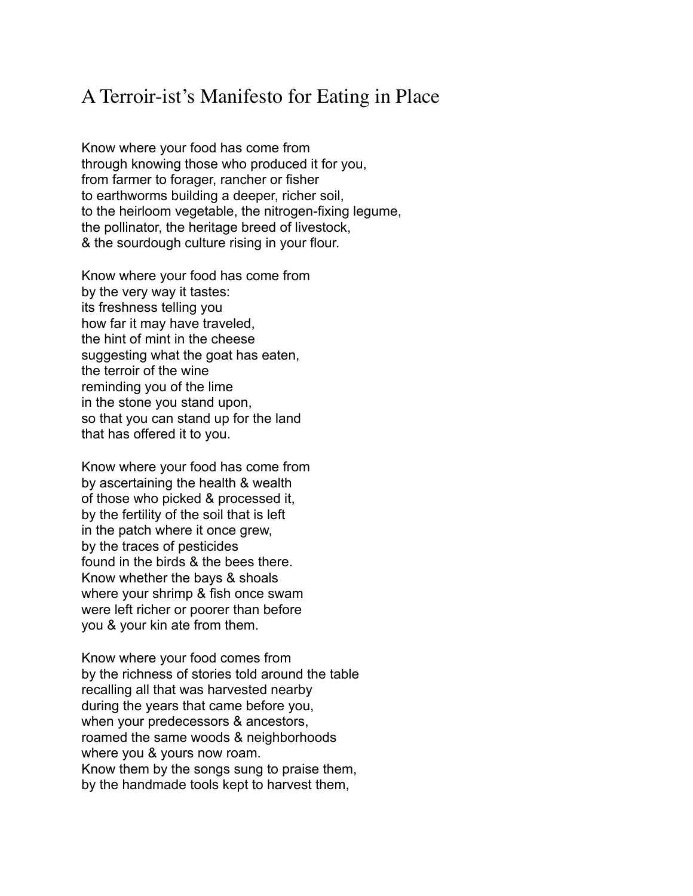# A Terroir-ist's Manifesto for Eating in Place

Know where your food has come from  
through knowing those who produced it for you,  
from farmer to forager, rancher or fisher  
to earthworms building a deeper, richer soil,  
to the heirloom vegetable, the nitrogen-fixing legume,  
the pollinator, the heritage breed of livestock,  
& the sourdough culture rising in your flour.

Know where your food has come from  
by the very way it tastes:  
its freshness telling you  
how far it may have traveled,  
the hint of mint in the cheese  
suggesting what the goat has eaten,  
the terroir of the wine  
reminding you of the lime  
in the stone you stand upon,  
so that you can stand up for the land  
that has offered it to you.

Know where your food has come from  
by ascertaining the health & wealth  
of those who picked & processed it,  
by the fertility of the soil that is left  
in the patch where it once grew,  
by the traces of pesticides  
found in the birds & the bees there.  
Know whether the bays & shoals  
where your shrimp & fish once swam  
were left richer or poorer than before  
you & your kin ate from them.

Know where your food comes from  
by the richness of stories told around the table  
recalling all that was harvested nearby  
during the years that came before you,  
when your predecessors & ancestors,  
roamed the same woods & neighborhoods  
where you & yours now roam.  
Know them by the songs sung to praise them,  
by the handmade tools kept to harvest them,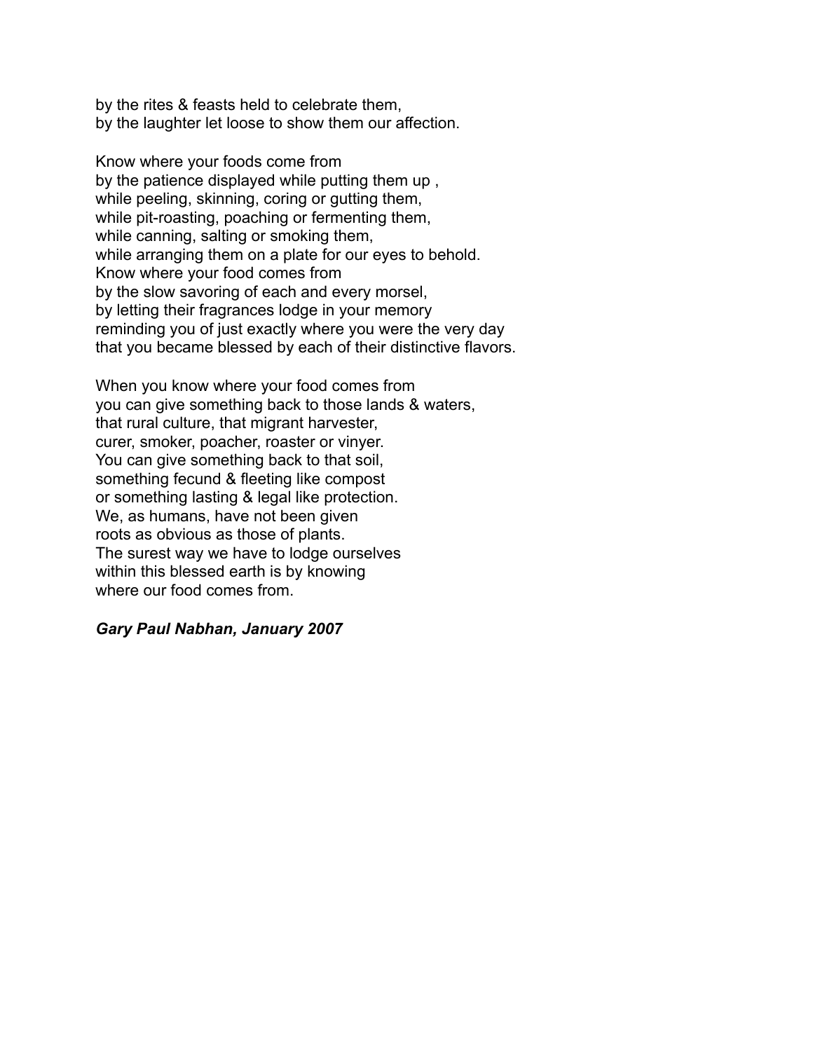by the rites & feasts held to celebrate them,
by the laughter let loose to show them our affection.

Know where your foods come from
by the patience displayed while putting them up ,
while peeling, skinning, coring or gutting them,
while pit-roasting, poaching or fermenting them,
while canning, salting or smoking them,
while arranging them on a plate for our eyes to behold.
Know where your food comes from
by the slow savoring of each and every morsel,
by letting their fragrances lodge in your memory
reminding you of just exactly where you were the very day
that you became blessed by each of their distinctive flavors.

When you know where your food comes from
you can give something back to those lands & waters,
that rural culture, that migrant harvester,
curer, smoker, poacher, roaster or vinyer.
You can give something back to that soil,
something fecund & fleeting like compost
or something lasting & legal like protection.
We, as humans, have not been given
roots as obvious as those of plants.
The surest way we have to lodge ourselves
within this blessed earth is by knowing
where our food comes from.

***Gary Paul Nabhan, January 2007***